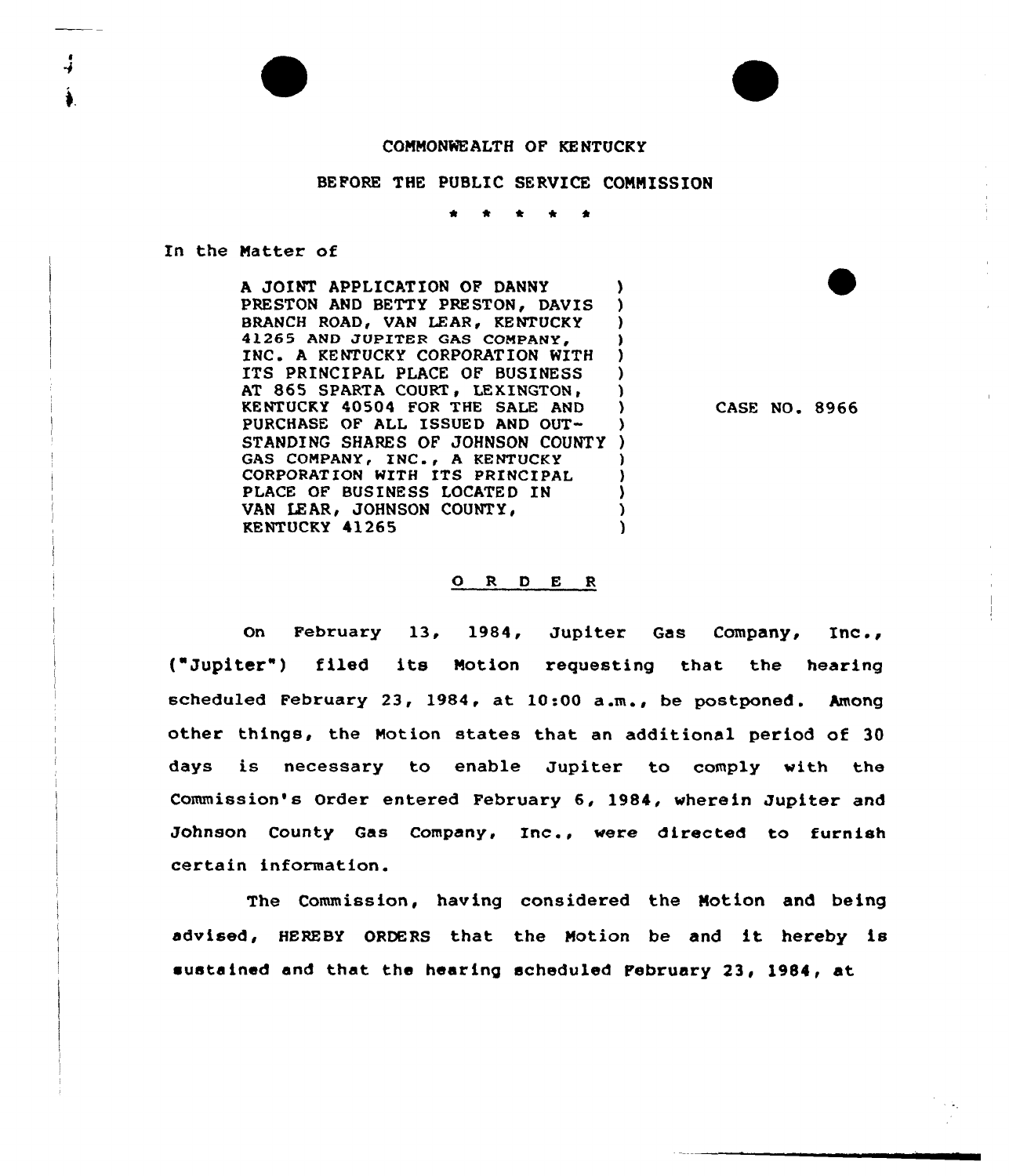COMMONWEALTH OF KENTUCKY

BEFORE THE PUBLIC SERVICE COMMISSION

\* \* \* \* \*

In the Matter of

A JOINT APPLICATION OF DANNY PRESTON AND BETTY PRESTON, DAVIS BRANCH ROAD, VAN LEAR, KENTUCKY 41265 AND JUPITER GAS COMPANY, INC. A KENTUCKY CORPORATION WITH ITS PRINCIPAL PLACE OF BUSINESS AT 865 SPARTA COURT, LEXINGTON, KENTUCKY 40504 FOR THE SALE AND PURCHASE OF ALL ISSUED AND OUTSTANDING SHARES OF JOHNSON COUNTY GAS COMPANY, INC., A KENTUCKY CORPORATION WITH ITS PRINCIPAL PLACE OF BUSINESS LOCATED IN VAN LEAR, JOHNSON COUNTY, KENTUCKY 41265

CASE NO. 8966

## O R D E R

On February 13, 1984, Jupiter Gas Company, Inc., ("Jupiter") filed its Motion requesting that the hearing scheduled February 23, 1984, at 10:00 a.m., be postponed. Among other things, the Motion states that an additional period of 30 days is necessary to enable Jupiter to comply with the Commission's Order entered February 6, 1984, wherein Jupiter and Johnson County Gas Company, Inc., were directed to furnish certain information.

The Commission, having considered the Motion and being advised, HEREBY ORDERS that the Motion be and it hereby is sustained and that the hearing scheduled February 23, 1984, at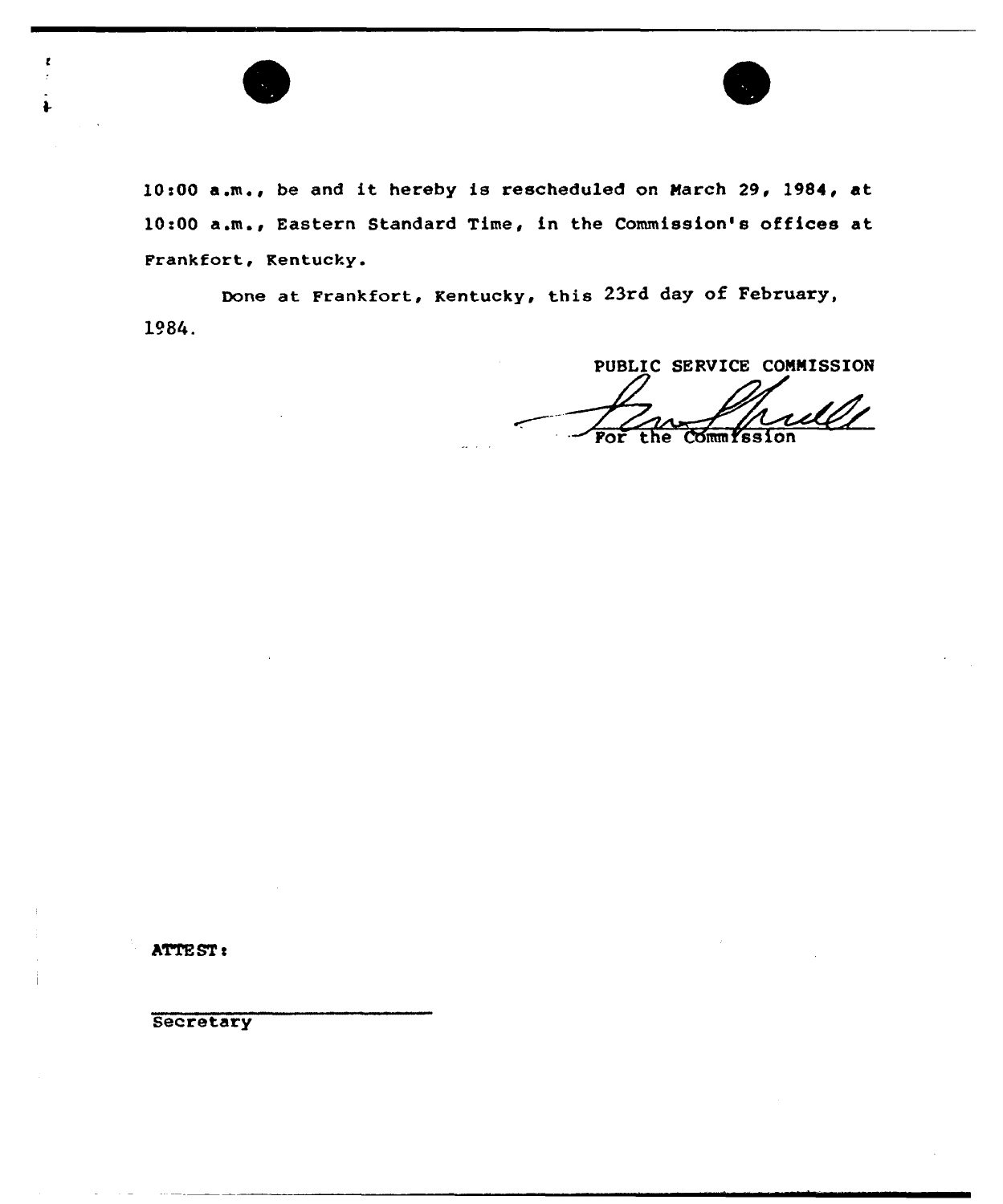10:00 a.m., be and it hereby is rescheduled on March 29, 1984, at 10:00 a.m., Eastern Standard Time, in the Commission's offices at Frankfort, Kentucky.

Done at Frankfort, Kentucky, this 23rd day of February, 1984.

PUBLIC SERVICE COMMISSION

For the Commission

ATTEST:

Secretary